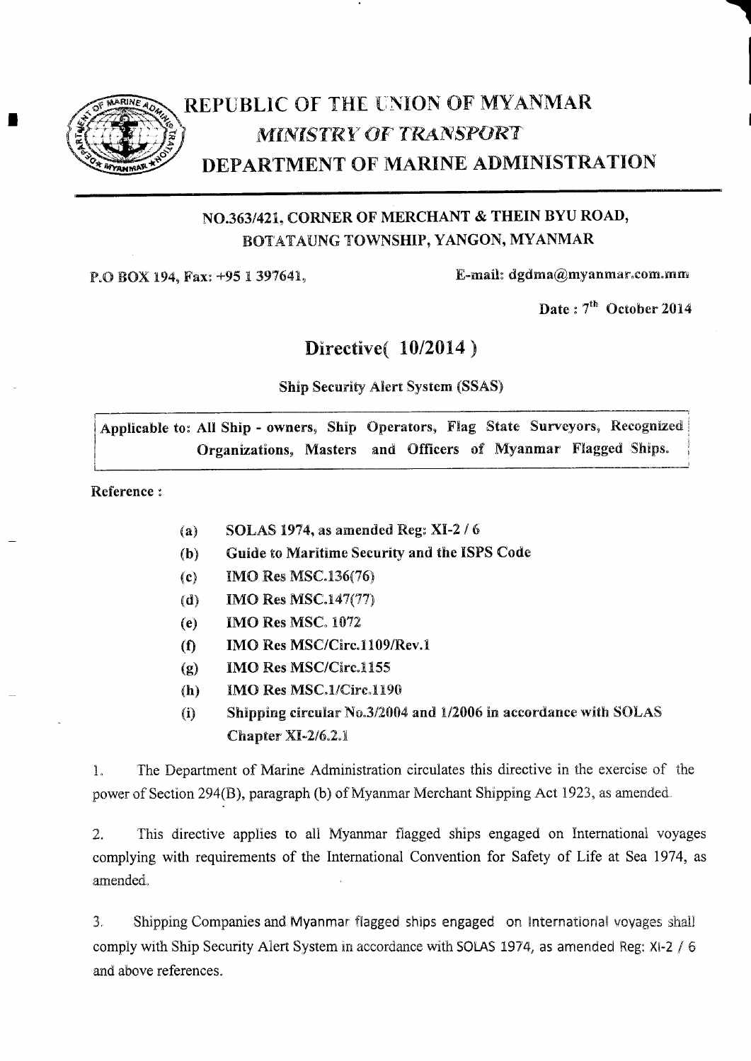# REPUBLIC OF THE UNION OF MYANMAR

## *MINISTRY OF TRANSPORT*

## DEPARTMENT OF MARINE ADMINISTRATION

**NO.363/421, CORNER OF MERCHANT & THEIN BYU ROAD, BOTATAUNG TOWNSHIP, YANGON, MYANMAR**

P.O BOX 194, Fax: +95 1 397641, E-mail: dgdma@myanmar.com.mm

**Date : 7th October 2014**

## Directive( 10/2014 )

Ship Security Alert System (SSAS)

**Applicable to: All Ship - owners, Ship Operators, Flag State Surveyors, Recognized Organizations, Masters and Officers of Myanmar Flagged Ships.**

**Reference :**

- (a) **SOLAS 1974, as amended Reg: XI-2 / 6**
- (b) **Guide to Maritime Security and the ISPS Code**
- (c) **IMO Res MSC.136(76)**
- (d) **IMO Res MSC.147(77)**
- (e) **IMO Res MSC. 1072**
- (f) **IMO Res MSC/Circ.1109/Rev.1**
- (g) **IMO Res MSC/Circ.1155**
- (h) **IMO Res MSC.1/Circ.1190**
- (i) **Shipping circular No.3/2004 and 1/2006 in accordance with SOLAS Chapter XI-2/6.2.1**

1. The Department of Marine Administration circulates this directive in the exercise of the power of Section 294(B), paragraph (b) of Myanmar Merchant Shipping Act 1923, as amended.

2. This directive applies to all Myanmar flagged ships engaged on International voyages complying with requirements of the International Convention for Safety of Life at Sea 1974, as amended.

3. Shipping Companies and Myanmar flagged ships engaged on International voyages shall comply with Ship Security Alert System in accordance with SOLAS 1974, as amended Reg: XI-2 / 6 and above references.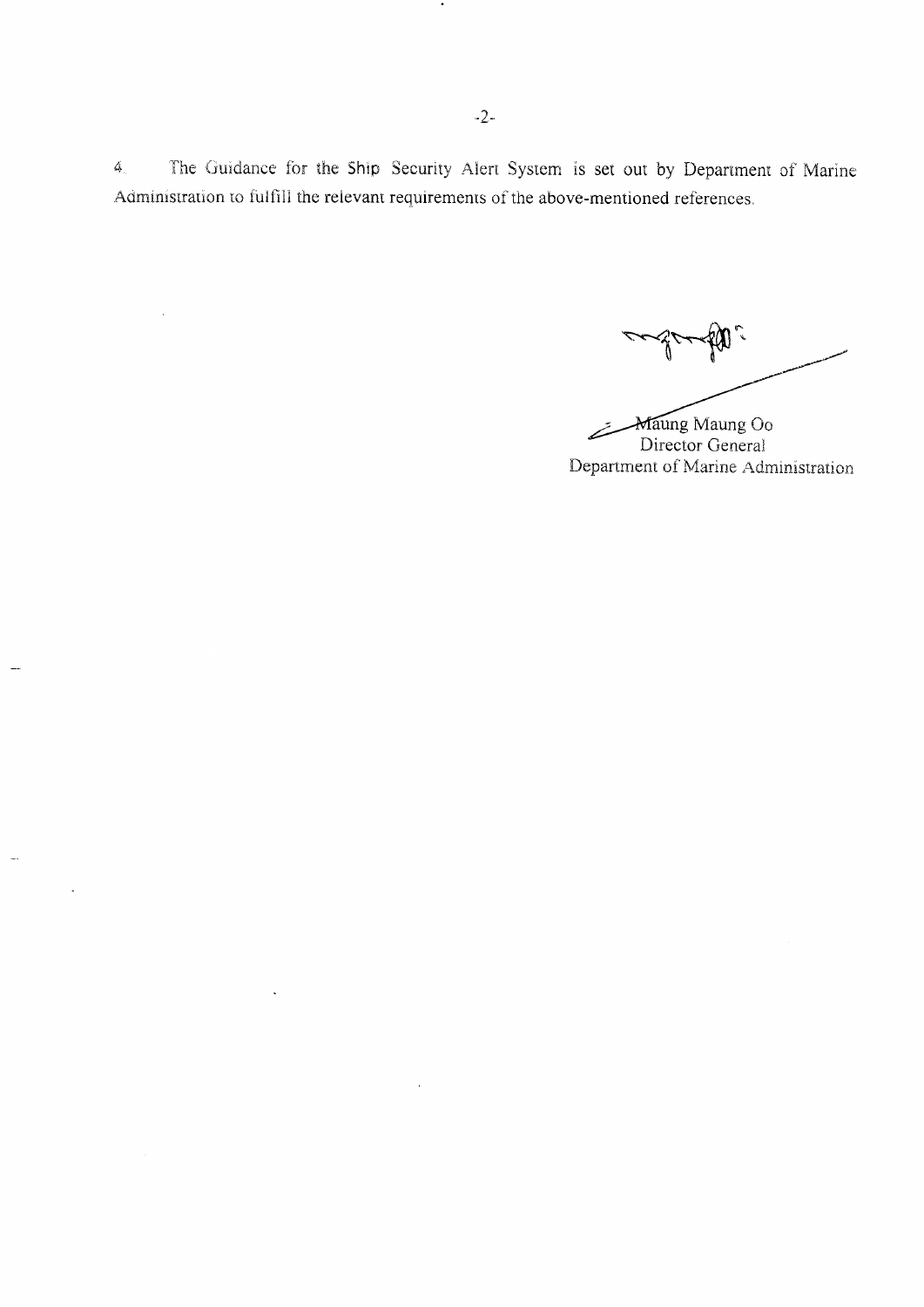4. The Guidance for the Ship Security Alert System is set out by Department of Marine Administration to fulfill the relevant requirements of the above-mentioned references.

Maung Maung Oo
Director General
Department of Marine Administration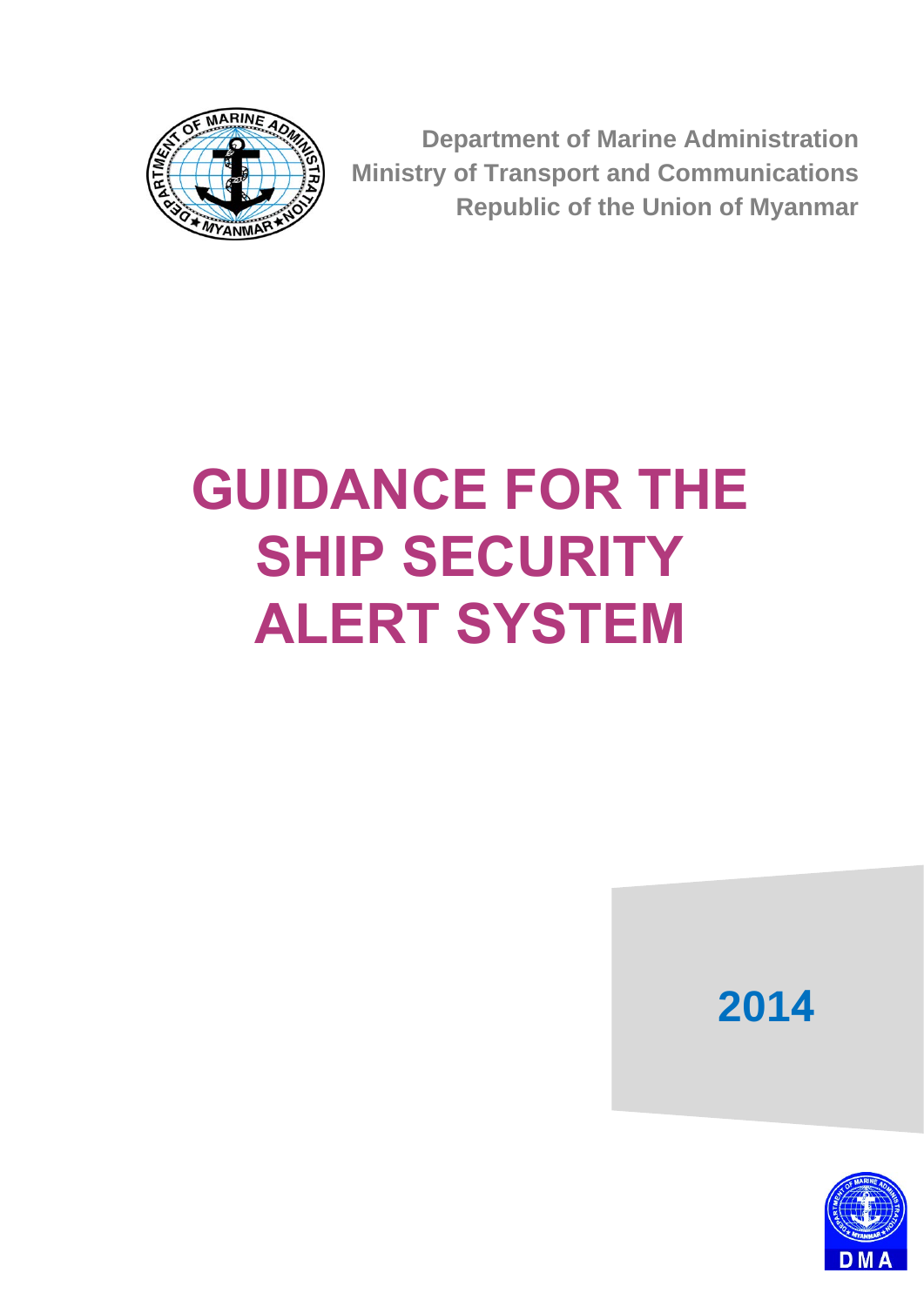Department of Marine Administration
Ministry of Transport and Communications
Republic of the Union of Myanmar

# GUIDANCE FOR THE SHIP SECURITY ALERT SYSTEM

2014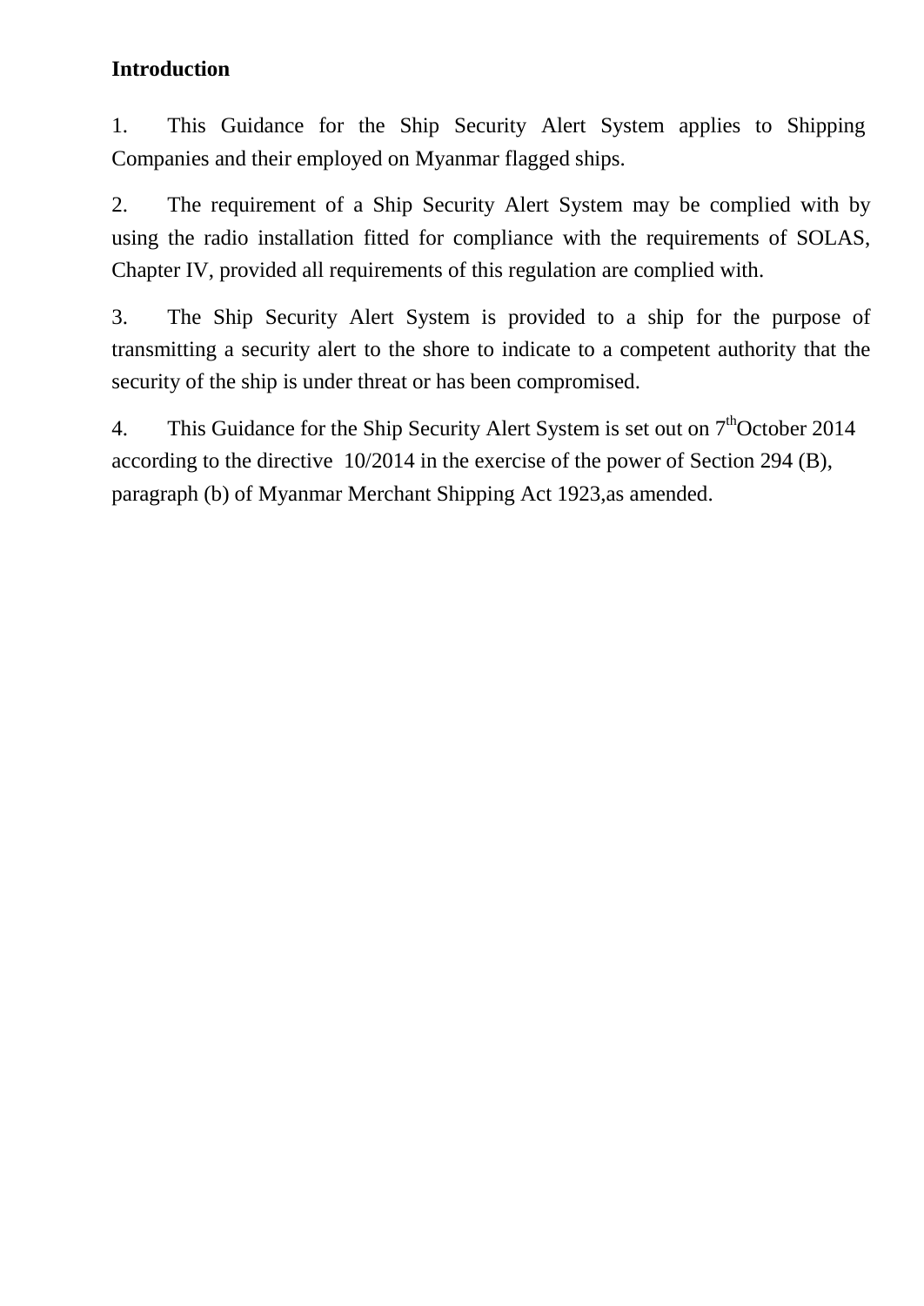## Introduction

1. This Guidance for the Ship Security Alert System applies to Shipping Companies and their employed on Myanmar flagged ships.

2. The requirement of a Ship Security Alert System may be complied with by using the radio installation fitted for compliance with the requirements of SOLAS, Chapter IV, provided all requirements of this regulation are complied with.

3. The Ship Security Alert System is provided to a ship for the purpose of transmitting a security alert to the shore to indicate to a competent authority that the security of the ship is under threat or has been compromised.

4. This Guidance for the Ship Security Alert System is set out on 7th October 2014 according to the directive 10/2014 in the exercise of the power of Section 294 (B), paragraph (b) of Myanmar Merchant Shipping Act 1923,as amended.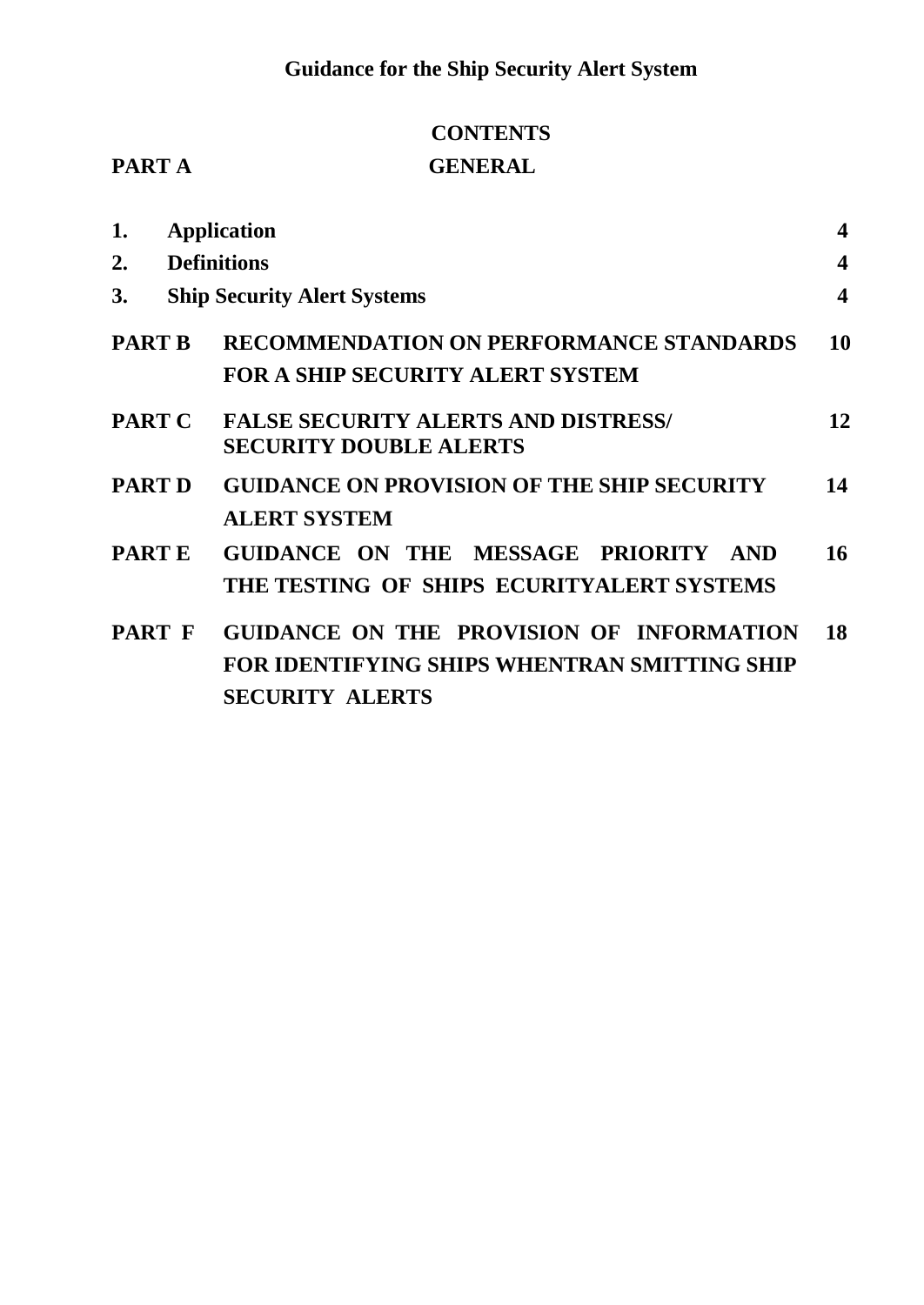# Guidance for the Ship Security Alert System

## CONTENTS

| | | |
|---|---|---|
| **PART A** | **GENERAL** | |
| **1.** | **Application** | **4** |
| **2.** | **Definitions** | **4** |
| **3.** | **Ship Security Alert Systems** | **4** |
| **PART B** | **RECOMMENDATION ON PERFORMANCE STANDARDS FOR A SHIP SECURITY ALERT SYSTEM** | **10** |
| **PART C** | **FALSE SECURITY ALERTS AND DISTRESS/ SECURITY DOUBLE ALERTS** | **12** |
| **PART D** | **GUIDANCE ON PROVISION OF THE SHIP SECURITY ALERT SYSTEM** | **14** |
| **PART E** | **GUIDANCE ON THE MESSAGE PRIORITY AND THE TESTING OF SHIPS ECURITYALERT SYSTEMS** | **16** |
| **PART F** | **GUIDANCE ON THE PROVISION OF INFORMATION FOR IDENTIFYING SHIPS WHENTRAN SMITTING SHIP SECURITY ALERTS** | **18** |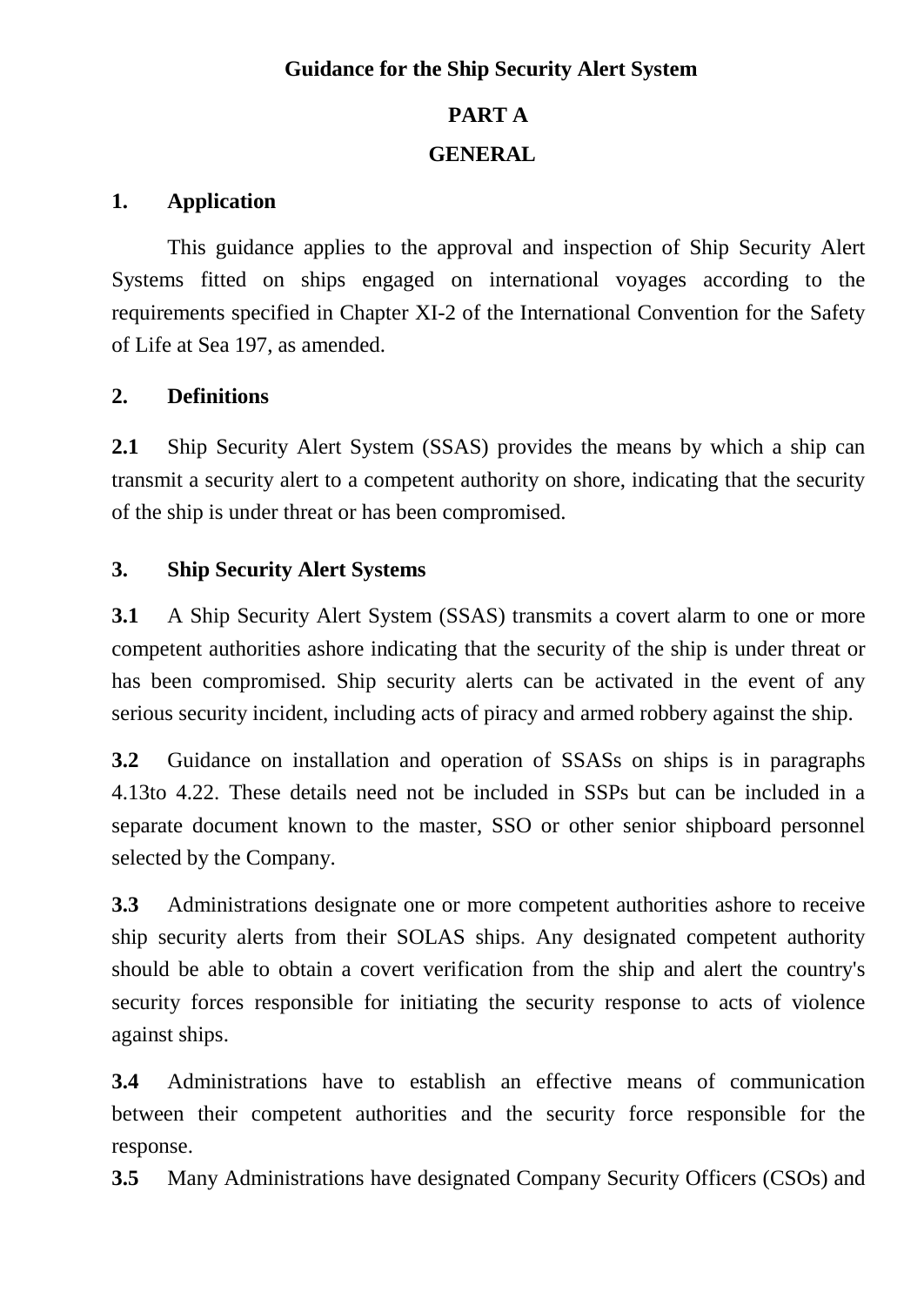# Guidance for the Ship Security Alert System

## PART A

## GENERAL

### 1. Application

This guidance applies to the approval and inspection of Ship Security Alert Systems fitted on ships engaged on international voyages according to the requirements specified in Chapter XI-2 of the International Convention for the Safety of Life at Sea 197, as amended.

### 2. Definitions

**2.1** Ship Security Alert System (SSAS) provides the means by which a ship can transmit a security alert to a competent authority on shore, indicating that the security of the ship is under threat or has been compromised.

### 3. Ship Security Alert Systems

**3.1** A Ship Security Alert System (SSAS) transmits a covert alarm to one or more competent authorities ashore indicating that the security of the ship is under threat or has been compromised. Ship security alerts can be activated in the event of any serious security incident, including acts of piracy and armed robbery against the ship.

**3.2** Guidance on installation and operation of SSASs on ships is in paragraphs 4.13to 4.22. These details need not be included in SSPs but can be included in a separate document known to the master, SSO or other senior shipboard personnel selected by the Company.

**3.3** Administrations designate one or more competent authorities ashore to receive ship security alerts from their SOLAS ships. Any designated competent authority should be able to obtain a covert verification from the ship and alert the country's security forces responsible for initiating the security response to acts of violence against ships.

**3.4** Administrations have to establish an effective means of communication between their competent authorities and the security force responsible for the response.

**3.5** Many Administrations have designated Company Security Officers (CSOs) and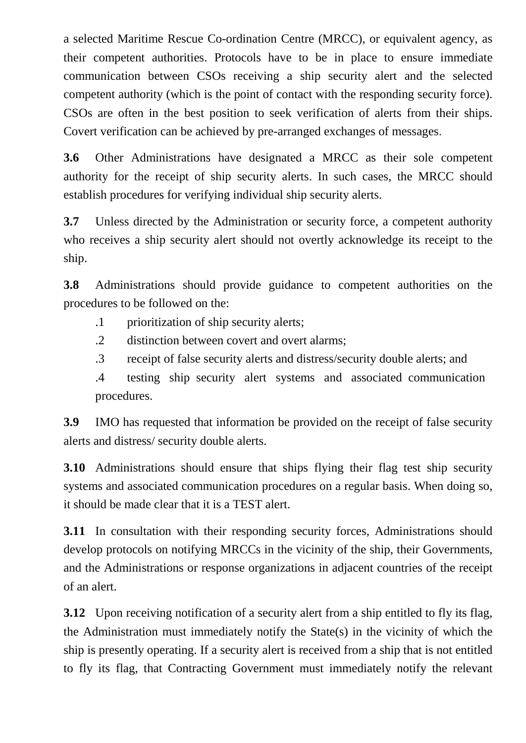a selected Maritime Rescue Co-ordination Centre (MRCC), or equivalent agency, as their competent authorities. Protocols have to be in place to ensure immediate communication between CSOs receiving a ship security alert and the selected competent authority (which is the point of contact with the responding security force). CSOs are often in the best position to seek verification of alerts from their ships. Covert verification can be achieved by pre-arranged exchanges of messages.

**3.6** Other Administrations have designated a MRCC as their sole competent authority for the receipt of ship security alerts. In such cases, the MRCC should establish procedures for verifying individual ship security alerts.

**3.7** Unless directed by the Administration or security force, a competent authority who receives a ship security alert should not overtly acknowledge its receipt to the ship.

**3.8** Administrations should provide guidance to competent authorities on the procedures to be followed on the:

.1 prioritization of ship security alerts;

.2 distinction between covert and overt alarms;

.3 receipt of false security alerts and distress/security double alerts; and

.4 testing ship security alert systems and associated communication procedures.

**3.9** IMO has requested that information be provided on the receipt of false security alerts and distress/ security double alerts.

**3.10** Administrations should ensure that ships flying their flag test ship security systems and associated communication procedures on a regular basis. When doing so, it should be made clear that it is a TEST alert.

**3.11** In consultation with their responding security forces, Administrations should develop protocols on notifying MRCCs in the vicinity of the ship, their Governments, and the Administrations or response organizations in adjacent countries of the receipt of an alert.

**3.12** Upon receiving notification of a security alert from a ship entitled to fly its flag, the Administration must immediately notify the State(s) in the vicinity of which the ship is presently operating. If a security alert is received from a ship that is not entitled to fly its flag, that Contracting Government must immediately notify the relevant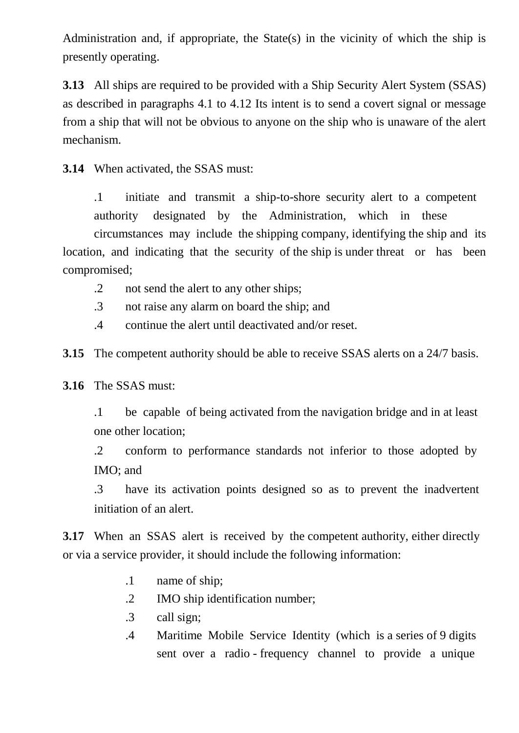Administration and, if appropriate, the State(s) in the vicinity of which the ship is presently operating.

**3.13** All ships are required to be provided with a Ship Security Alert System (SSAS) as described in paragraphs 4.1 to 4.12 Its intent is to send a covert signal or message from a ship that will not be obvious to anyone on the ship who is unaware of the alert mechanism.

**3.14** When activated, the SSAS must:

.1 initiate and transmit a ship-to-shore security alert to a competent authority designated by the Administration, which in these circumstances may include the shipping company, identifying the ship and its location, and indicating that the security of the ship is under threat or has been compromised;

.2 not send the alert to any other ships;

.3 not raise any alarm on board the ship; and

.4 continue the alert until deactivated and/or reset.

**3.15** The competent authority should be able to receive SSAS alerts on a 24/7 basis.

**3.16** The SSAS must:

.1 be capable of being activated from the navigation bridge and in at least one other location;

.2 conform to performance standards not inferior to those adopted by IMO; and

.3 have its activation points designed so as to prevent the inadvertent initiation of an alert.

**3.17** When an SSAS alert is received by the competent authority, either directly or via a service provider, it should include the following information:

.1 name of ship;

.2 IMO ship identification number;

.3 call sign;

.4 Maritime Mobile Service Identity (which is a series of 9 digits sent over a radio - frequency channel to provide a unique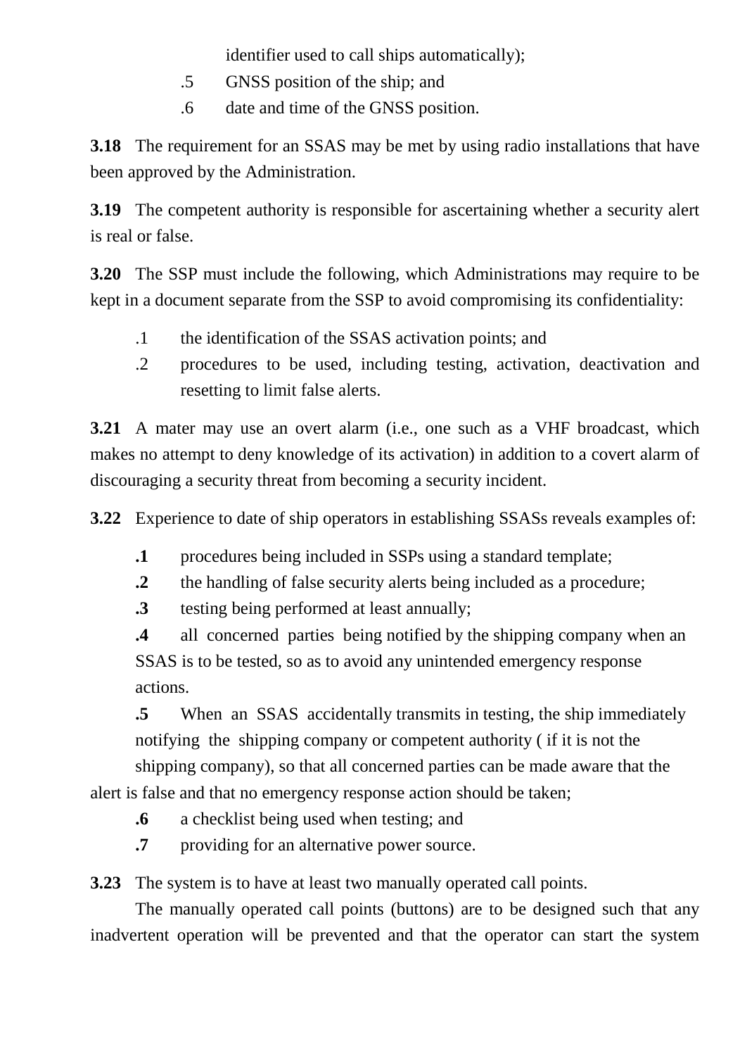identifier used to call ships automatically);

.5 GNSS position of the ship; and

.6 date and time of the GNSS position.

**3.18** The requirement for an SSAS may be met by using radio installations that have been approved by the Administration.

**3.19** The competent authority is responsible for ascertaining whether a security alert is real or false.

**3.20** The SSP must include the following, which Administrations may require to be kept in a document separate from the SSP to avoid compromising its confidentiality:

.1 the identification of the SSAS activation points; and

.2 procedures to be used, including testing, activation, deactivation and resetting to limit false alerts.

**3.21** A mater may use an overt alarm (i.e., one such as a VHF broadcast, which makes no attempt to deny knowledge of its activation) in addition to a covert alarm of discouraging a security threat from becoming a security incident.

**3.22** Experience to date of ship operators in establishing SSASs reveals examples of:

**.1** procedures being included in SSPs using a standard template;

**.2** the handling of false security alerts being included as a procedure;

**.3** testing being performed at least annually;

**.4** all concerned parties being notified by the shipping company when an SSAS is to be tested, so as to avoid any unintended emergency response actions.

**.5** When an SSAS accidentally transmits in testing, the ship immediately notifying the shipping company or competent authority ( if it is not the shipping company), so that all concerned parties can be made aware that the alert is false and that no emergency response action should be taken;

**.6** a checklist being used when testing; and

**.7** providing for an alternative power source.

**3.23** The system is to have at least two manually operated call points.

The manually operated call points (buttons) are to be designed such that any inadvertent operation will be prevented and that the operator can start the system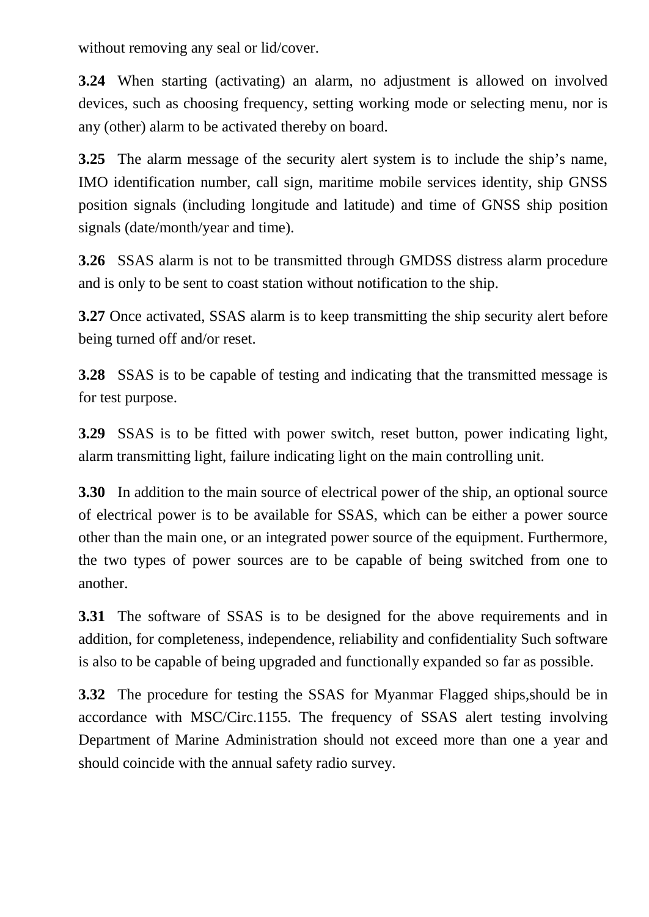without removing any seal or lid/cover.

**3.24** When starting (activating) an alarm, no adjustment is allowed on involved devices, such as choosing frequency, setting working mode or selecting menu, nor is any (other) alarm to be activated thereby on board.

**3.25** The alarm message of the security alert system is to include the ship's name, IMO identification number, call sign, maritime mobile services identity, ship GNSS position signals (including longitude and latitude) and time of GNSS ship position signals (date/month/year and time).

**3.26** SSAS alarm is not to be transmitted through GMDSS distress alarm procedure and is only to be sent to coast station without notification to the ship.

**3.27** Once activated, SSAS alarm is to keep transmitting the ship security alert before being turned off and/or reset.

**3.28** SSAS is to be capable of testing and indicating that the transmitted message is for test purpose.

**3.29** SSAS is to be fitted with power switch, reset button, power indicating light, alarm transmitting light, failure indicating light on the main controlling unit.

**3.30** In addition to the main source of electrical power of the ship, an optional source of electrical power is to be available for SSAS, which can be either a power source other than the main one, or an integrated power source of the equipment. Furthermore, the two types of power sources are to be capable of being switched from one to another.

**3.31** The software of SSAS is to be designed for the above requirements and in addition, for completeness, independence, reliability and confidentiality Such software is also to be capable of being upgraded and functionally expanded so far as possible.

**3.32** The procedure for testing the SSAS for Myanmar Flagged ships,should be in accordance with MSC/Circ.1155. The frequency of SSAS alert testing involving Department of Marine Administration should not exceed more than one a year and should coincide with the annual safety radio survey.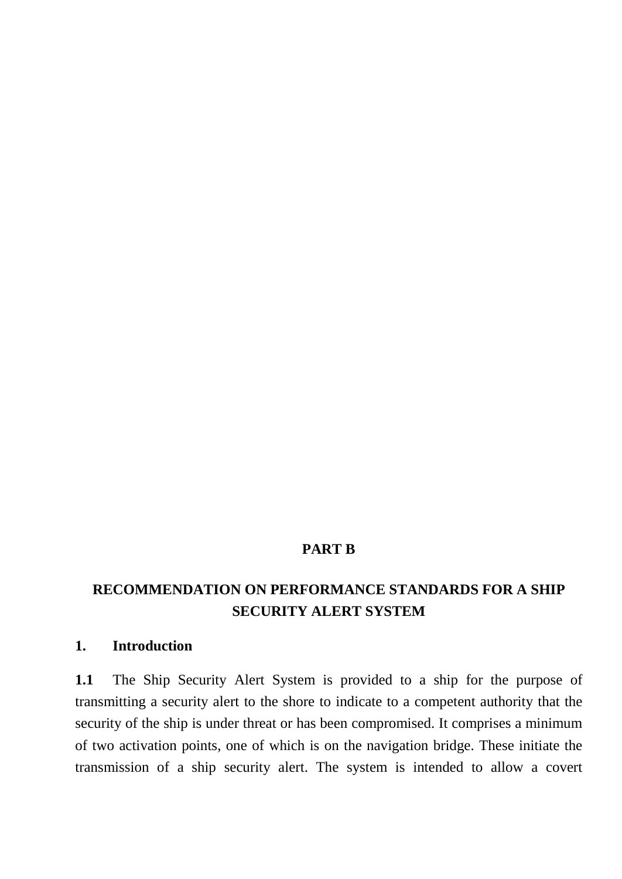# PART B

## RECOMMENDATION ON PERFORMANCE STANDARDS FOR A SHIP SECURITY ALERT SYSTEM

### 1. Introduction

**1.1** The Ship Security Alert System is provided to a ship for the purpose of transmitting a security alert to the shore to indicate to a competent authority that the security of the ship is under threat or has been compromised. It comprises a minimum of two activation points, one of which is on the navigation bridge. These initiate the transmission of a ship security alert. The system is intended to allow a covert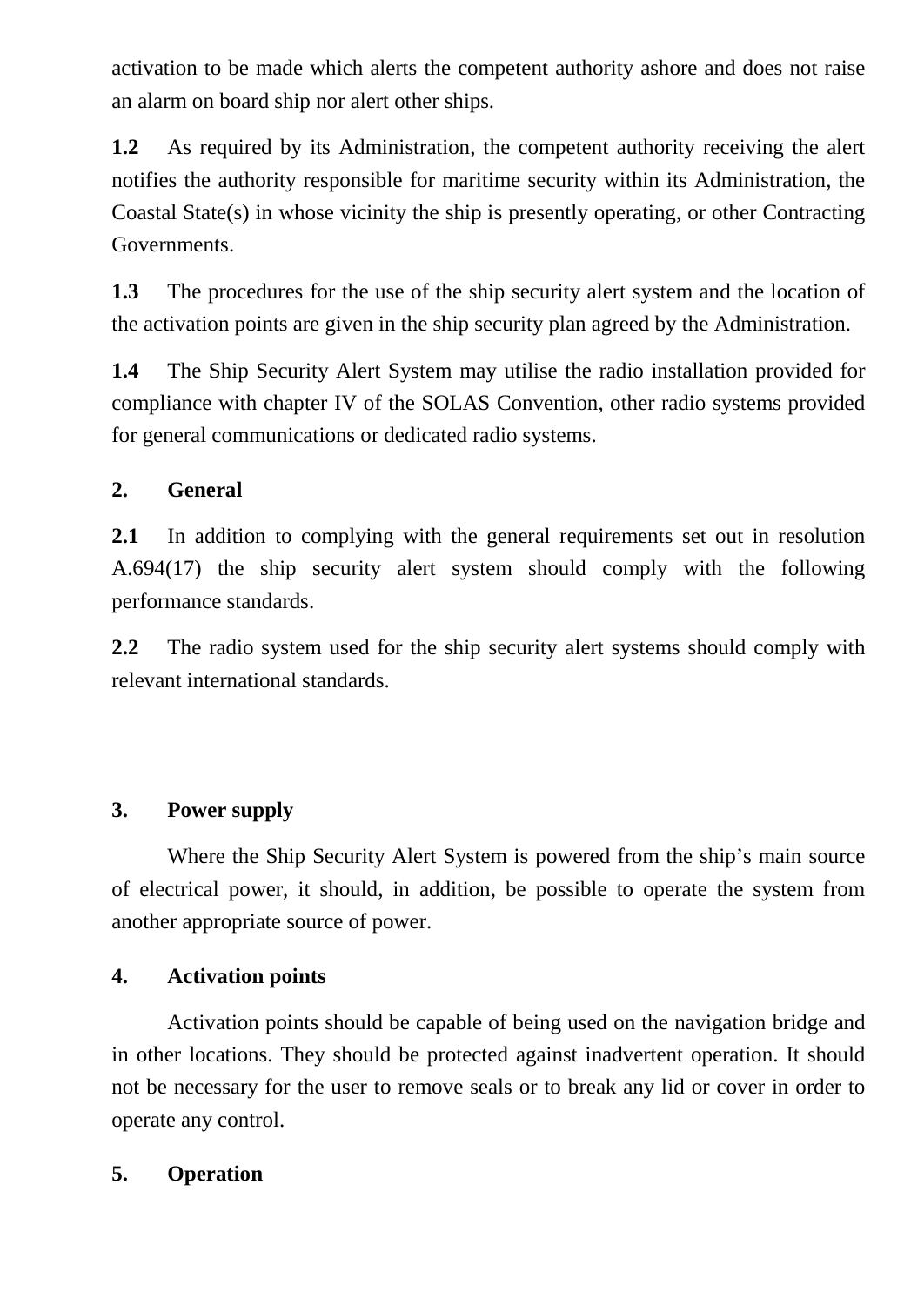activation to be made which alerts the competent authority ashore and does not raise an alarm on board ship nor alert other ships.

**1.2** As required by its Administration, the competent authority receiving the alert notifies the authority responsible for maritime security within its Administration, the Coastal State(s) in whose vicinity the ship is presently operating, or other Contracting Governments.

**1.3** The procedures for the use of the ship security alert system and the location of the activation points are given in the ship security plan agreed by the Administration.

**1.4** The Ship Security Alert System may utilise the radio installation provided for compliance with chapter IV of the SOLAS Convention, other radio systems provided for general communications or dedicated radio systems.

**2. General**

**2.1** In addition to complying with the general requirements set out in resolution A.694(17) the ship security alert system should comply with the following performance standards.

**2.2** The radio system used for the ship security alert systems should comply with relevant international standards.

**3. Power supply**

Where the Ship Security Alert System is powered from the ship's main source of electrical power, it should, in addition, be possible to operate the system from another appropriate source of power.

**4. Activation points**

Activation points should be capable of being used on the navigation bridge and in other locations. They should be protected against inadvertent operation. It should not be necessary for the user to remove seals or to break any lid or cover in order to operate any control.

**5. Operation**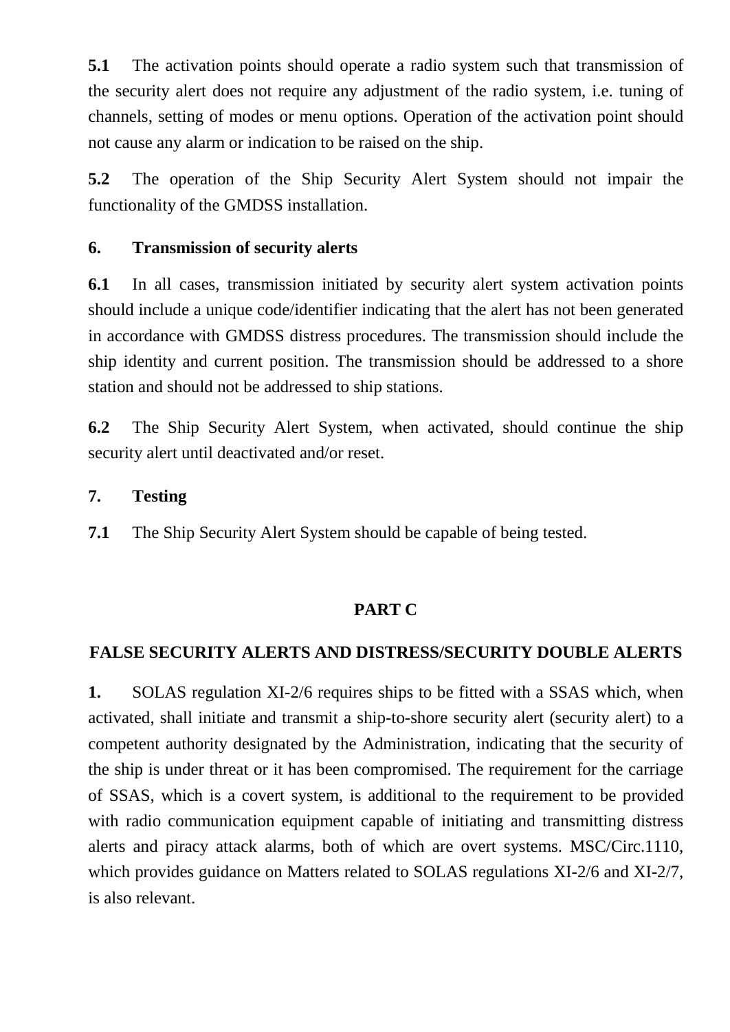**5.1** The activation points should operate a radio system such that transmission of the security alert does not require any adjustment of the radio system, i.e. tuning of channels, setting of modes or menu options. Operation of the activation point should not cause any alarm or indication to be raised on the ship.

**5.2** The operation of the Ship Security Alert System should not impair the functionality of the GMDSS installation.

**6. Transmission of security alerts**

**6.1** In all cases, transmission initiated by security alert system activation points should include a unique code/identifier indicating that the alert has not been generated in accordance with GMDSS distress procedures. The transmission should include the ship identity and current position. The transmission should be addressed to a shore station and should not be addressed to ship stations.

**6.2** The Ship Security Alert System, when activated, should continue the ship security alert until deactivated and/or reset.

**7. Testing**

**7.1** The Ship Security Alert System should be capable of being tested.

## PART C

## FALSE SECURITY ALERTS AND DISTRESS/SECURITY DOUBLE ALERTS

**1.** SOLAS regulation XI-2/6 requires ships to be fitted with a SSAS which, when activated, shall initiate and transmit a ship-to-shore security alert (security alert) to a competent authority designated by the Administration, indicating that the security of the ship is under threat or it has been compromised. The requirement for the carriage of SSAS, which is a covert system, is additional to the requirement to be provided with radio communication equipment capable of initiating and transmitting distress alerts and piracy attack alarms, both of which are overt systems. MSC/Circ.1110, which provides guidance on Matters related to SOLAS regulations XI-2/6 and XI-2/7, is also relevant.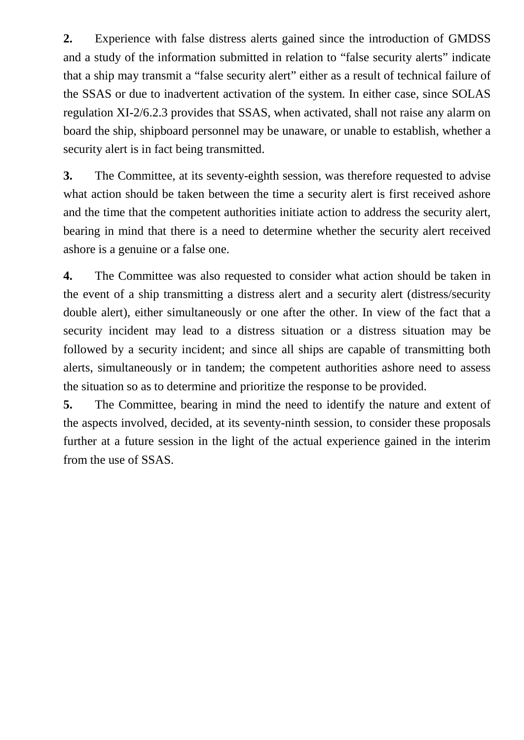**2.** Experience with false distress alerts gained since the introduction of GMDSS and a study of the information submitted in relation to "false security alerts" indicate that a ship may transmit a "false security alert" either as a result of technical failure of the SSAS or due to inadvertent activation of the system. In either case, since SOLAS regulation XI-2/6.2.3 provides that SSAS, when activated, shall not raise any alarm on board the ship, shipboard personnel may be unaware, or unable to establish, whether a security alert is in fact being transmitted.

**3.** The Committee, at its seventy-eighth session, was therefore requested to advise what action should be taken between the time a security alert is first received ashore and the time that the competent authorities initiate action to address the security alert, bearing in mind that there is a need to determine whether the security alert received ashore is a genuine or a false one.

**4.** The Committee was also requested to consider what action should be taken in the event of a ship transmitting a distress alert and a security alert (distress/security double alert), either simultaneously or one after the other. In view of the fact that a security incident may lead to a distress situation or a distress situation may be followed by a security incident; and since all ships are capable of transmitting both alerts, simultaneously or in tandem; the competent authorities ashore need to assess the situation so as to determine and prioritize the response to be provided.

**5.** The Committee, bearing in mind the need to identify the nature and extent of the aspects involved, decided, at its seventy-ninth session, to consider these proposals further at a future session in the light of the actual experience gained in the interim from the use of SSAS.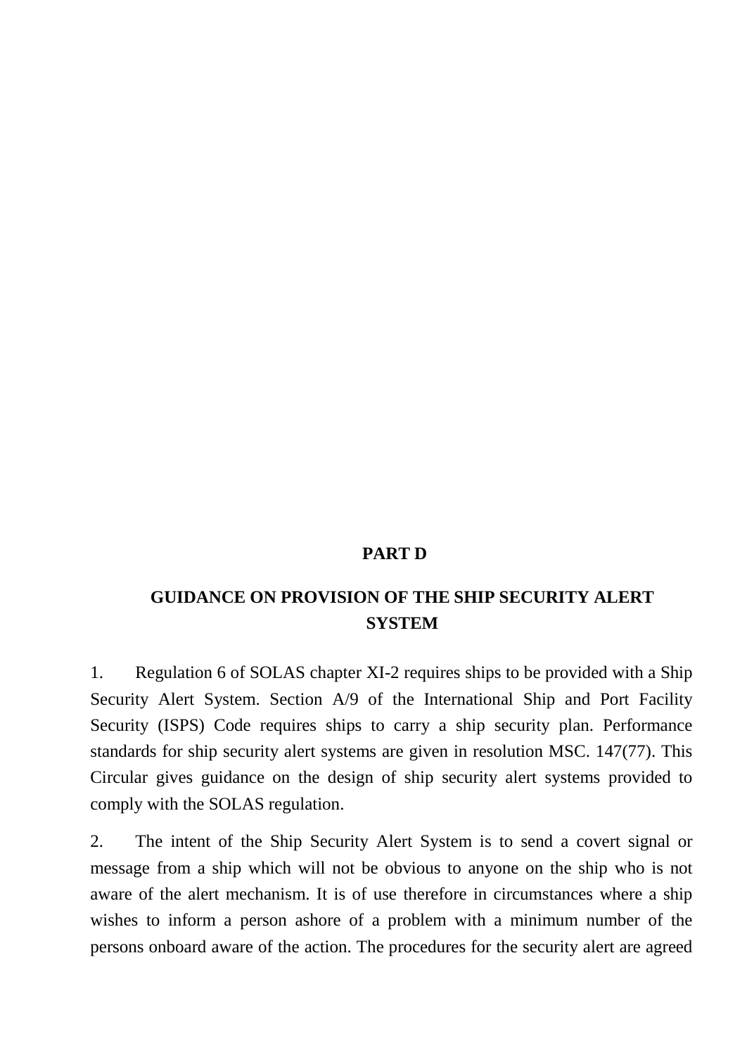## PART D

## GUIDANCE ON PROVISION OF THE SHIP SECURITY ALERT SYSTEM

1. Regulation 6 of SOLAS chapter XI-2 requires ships to be provided with a Ship Security Alert System. Section A/9 of the International Ship and Port Facility Security (ISPS) Code requires ships to carry a ship security plan. Performance standards for ship security alert systems are given in resolution MSC. 147(77). This Circular gives guidance on the design of ship security alert systems provided to comply with the SOLAS regulation.

2. The intent of the Ship Security Alert System is to send a covert signal or message from a ship which will not be obvious to anyone on the ship who is not aware of the alert mechanism. It is of use therefore in circumstances where a ship wishes to inform a person ashore of a problem with a minimum number of the persons onboard aware of the action. The procedures for the security alert are agreed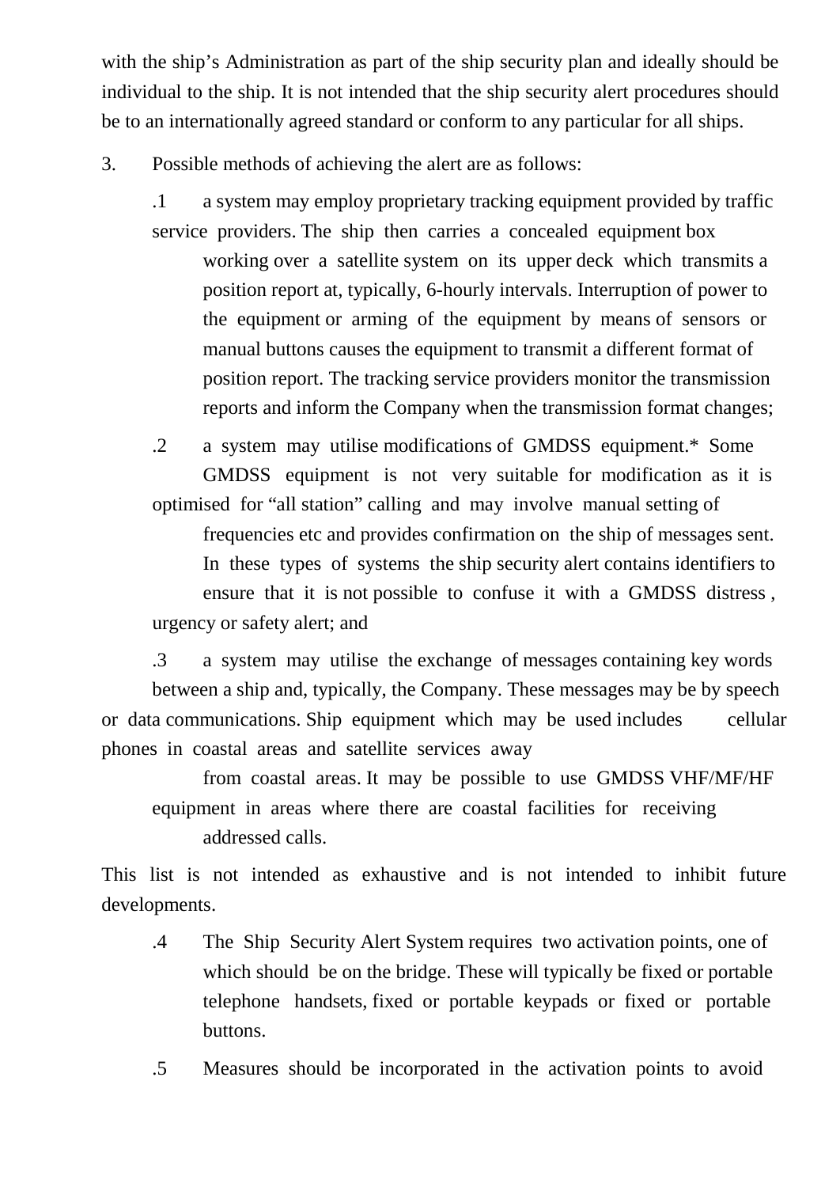with the ship's Administration as part of the ship security plan and ideally should be individual to the ship. It is not intended that the ship security alert procedures should be to an internationally agreed standard or conform to any particular for all ships.

3. Possible methods of achieving the alert are as follows:

   .1 a system may employ proprietary tracking equipment provided by traffic service providers. The ship then carries a concealed equipment box working over a satellite system on its upper deck which transmits a position report at, typically, 6-hourly intervals. Interruption of power to the equipment or arming of the equipment by means of sensors or manual buttons causes the equipment to transmit a different format of position report. The tracking service providers monitor the transmission reports and inform the Company when the transmission format changes;

   .2 a system may utilise modifications of GMDSS equipment.* Some GMDSS equipment is not very suitable for modification as it is optimised for "all station" calling and may involve manual setting of frequencies etc and provides confirmation on the ship of messages sent. In these types of systems the ship security alert contains identifiers to ensure that it is not possible to confuse it with a GMDSS distress, urgency or safety alert; and

   .3 a system may utilise the exchange of messages containing key words between a ship and, typically, the Company. These messages may be by speech or data communications. Ship equipment which may be used includes cellular phones in coastal areas and satellite services away from coastal areas. It may be possible to use GMDSS VHF/MF/HF equipment in areas where there are coastal facilities for receiving addressed calls.

This list is not intended as exhaustive and is not intended to inhibit future developments.

   .4 The Ship Security Alert System requires two activation points, one of which should be on the bridge. These will typically be fixed or portable telephone handsets, fixed or portable keypads or fixed or portable buttons.

   .5 Measures should be incorporated in the activation points to avoid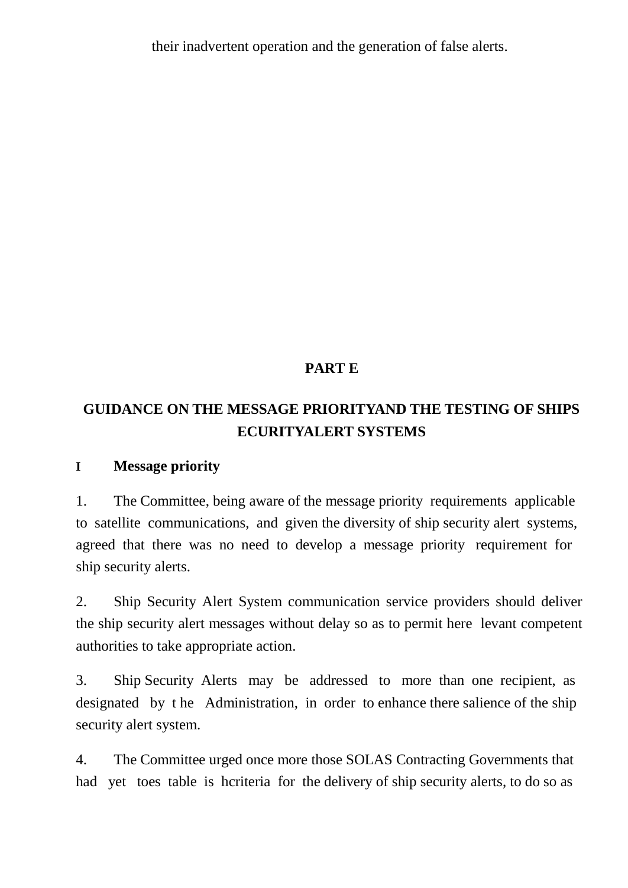their inadvertent operation and the generation of false alerts.

## PART E

## GUIDANCE ON THE MESSAGE PRIORITYAND THE TESTING OF SHIPS ECURITYALERT SYSTEMS

### I Message priority

1. The Committee, being aware of the message priority requirements applicable to satellite communications, and given the diversity of ship security alert systems, agreed that there was no need to develop a message priority requirement for ship security alerts.

2. Ship Security Alert System communication service providers should deliver the ship security alert messages without delay so as to permit here levant competent authorities to take appropriate action.

3. Ship Security Alerts may be addressed to more than one recipient, as designated by t he Administration, in order to enhance there salience of the ship security alert system.

4. The Committee urged once more those SOLAS Contracting Governments that had yet toes table is hcriteria for the delivery of ship security alerts, to do so as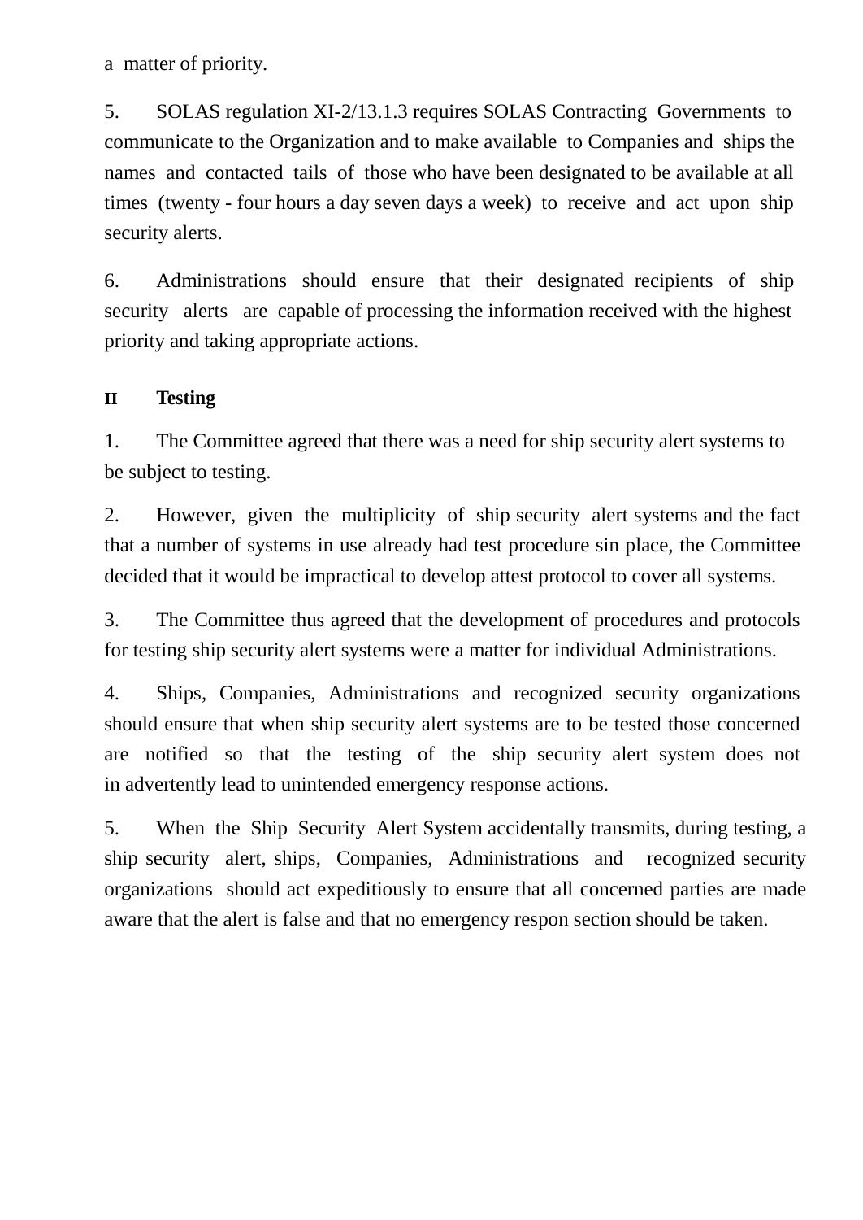a matter of priority.

5. SOLAS regulation XI-2/13.1.3 requires SOLAS Contracting Governments to communicate to the Organization and to make available to Companies and ships the names and contacted tails of those who have been designated to be available at all times (twenty - four hours a day seven days a week) to receive and act upon ship security alerts.

6. Administrations should ensure that their designated recipients of ship security alerts are capable of processing the information received with the highest priority and taking appropriate actions.

## II Testing

1. The Committee agreed that there was a need for ship security alert systems to be subject to testing.

2. However, given the multiplicity of ship security alert systems and the fact that a number of systems in use already had test procedure sin place, the Committee decided that it would be impractical to develop attest protocol to cover all systems.

3. The Committee thus agreed that the development of procedures and protocols for testing ship security alert systems were a matter for individual Administrations.

4. Ships, Companies, Administrations and recognized security organizations should ensure that when ship security alert systems are to be tested those concerned are notified so that the testing of the ship security alert system does not in advertently lead to unintended emergency response actions.

5. When the Ship Security Alert System accidentally transmits, during testing, a ship security alert, ships, Companies, Administrations and recognized security organizations should act expeditiously to ensure that all concerned parties are made aware that the alert is false and that no emergency respon section should be taken.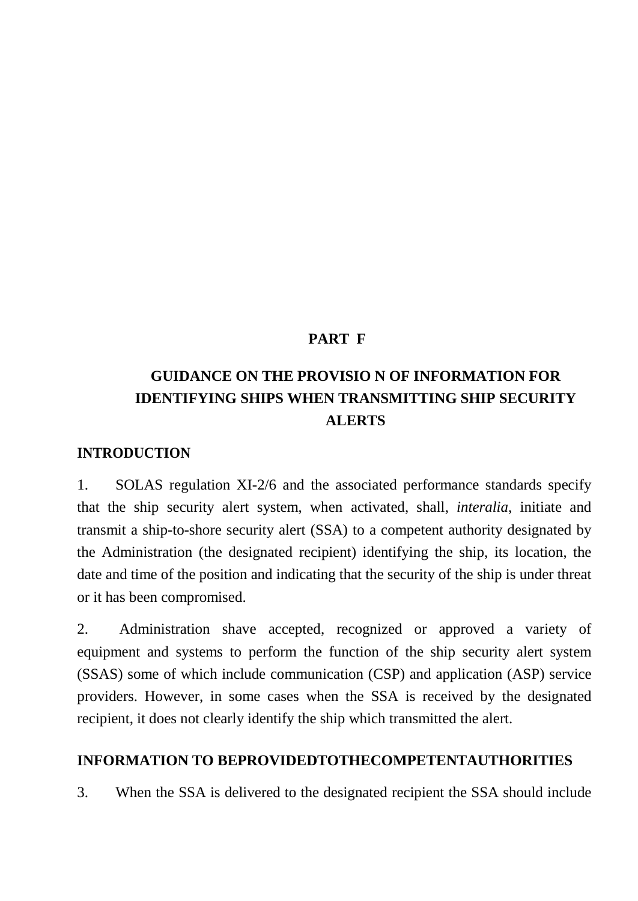# PART F

## GUIDANCE ON THE PROVISIO N OF INFORMATION FOR IDENTIFYING SHIPS WHEN TRANSMITTING SHIP SECURITY ALERTS

### INTRODUCTION

1. SOLAS regulation XI-2/6 and the associated performance standards specify that the ship security alert system, when activated, shall, *interalia*, initiate and transmit a ship-to-shore security alert (SSA) to a competent authority designated by the Administration (the designated recipient) identifying the ship, its location, the date and time of the position and indicating that the security of the ship is under threat or it has been compromised.

2. Administration shave accepted, recognized or approved a variety of equipment and systems to perform the function of the ship security alert system (SSAS) some of which include communication (CSP) and application (ASP) service providers. However, in some cases when the SSA is received by the designated recipient, it does not clearly identify the ship which transmitted the alert.

### INFORMATION TO BEPROVIDEDTOTHECOMPETENTAUTHORITIES

3. When the SSA is delivered to the designated recipient the SSA should include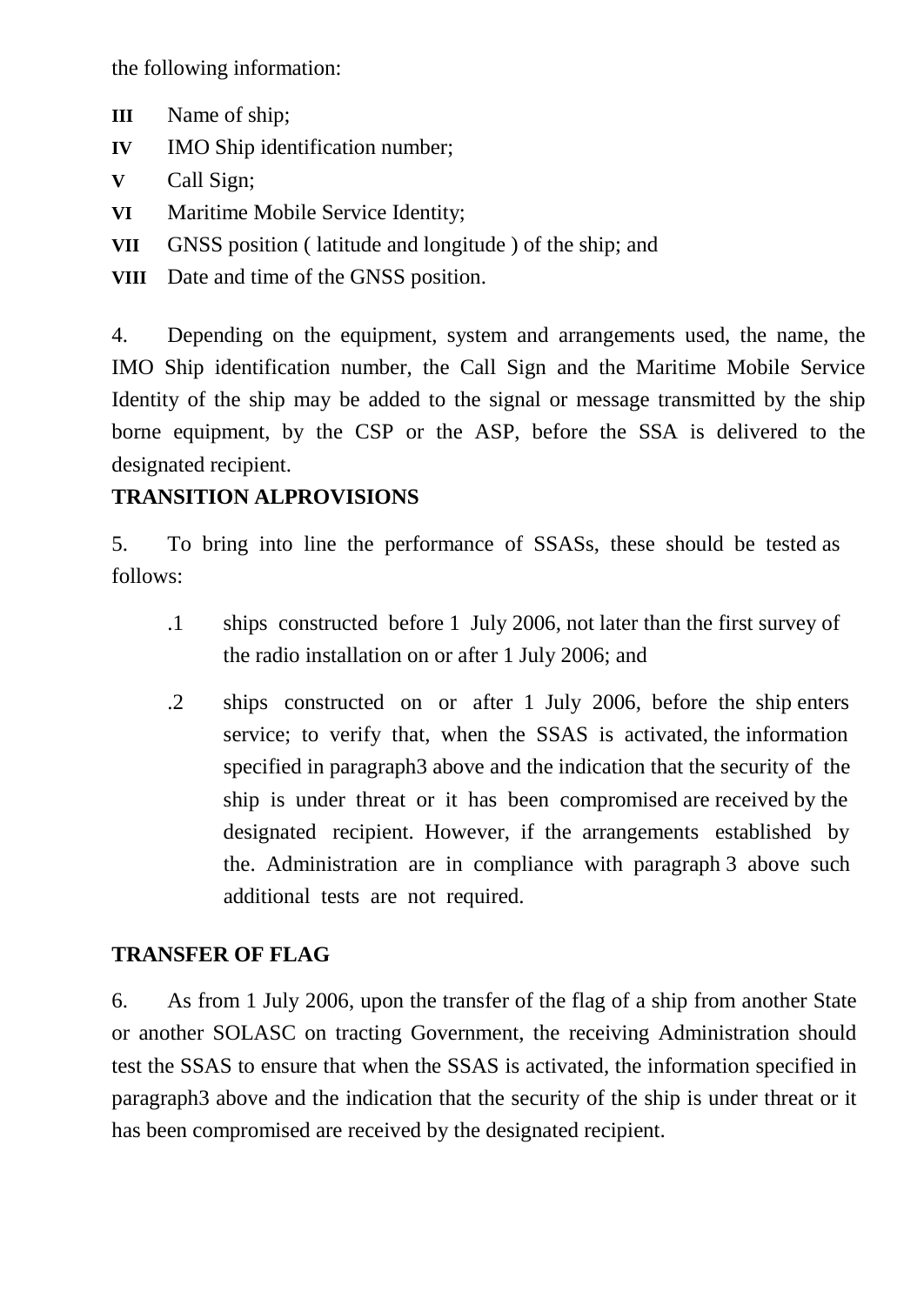the following information:

**III** Name of ship;

**IV** IMO Ship identification number;

**V** Call Sign;

**VI** Maritime Mobile Service Identity;

**VII** GNSS position ( latitude and longitude ) of the ship; and

**VIII** Date and time of the GNSS position.

4. Depending on the equipment, system and arrangements used, the name, the IMO Ship identification number, the Call Sign and the Maritime Mobile Service Identity of the ship may be added to the signal or message transmitted by the ship borne equipment, by the CSP or the ASP, before the SSA is delivered to the designated recipient.

**TRANSITION ALPROVISIONS**

5. To bring into line the performance of SSASs, these should be tested as follows:

.1 ships constructed before 1 July 2006, not later than the first survey of the radio installation on or after 1 July 2006; and

.2 ships constructed on or after 1 July 2006, before the ship enters service; to verify that, when the SSAS is activated, the information specified in paragraph3 above and the indication that the security of the ship is under threat or it has been compromised are received by the designated recipient. However, if the arrangements established by the. Administration are in compliance with paragraph 3 above such additional tests are not required.

**TRANSFER OF FLAG**

6. As from 1 July 2006, upon the transfer of the flag of a ship from another State or another SOLASC on tracting Government, the receiving Administration should test the SSAS to ensure that when the SSAS is activated, the information specified in paragraph3 above and the indication that the security of the ship is under threat or it has been compromised are received by the designated recipient.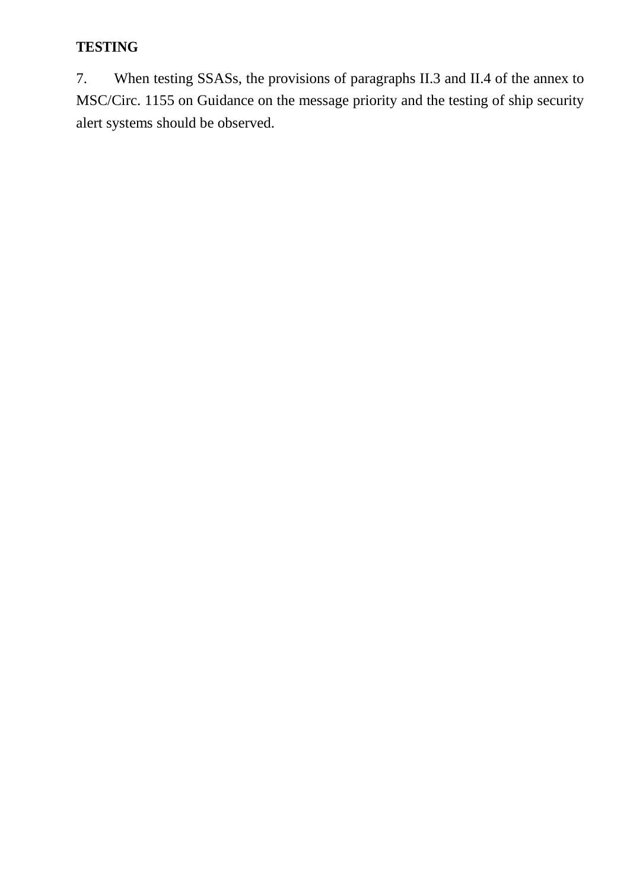**TESTING**

7. When testing SSASs, the provisions of paragraphs II.3 and II.4 of the annex to MSC/Circ. 1155 on Guidance on the message priority and the testing of ship security alert systems should be observed.